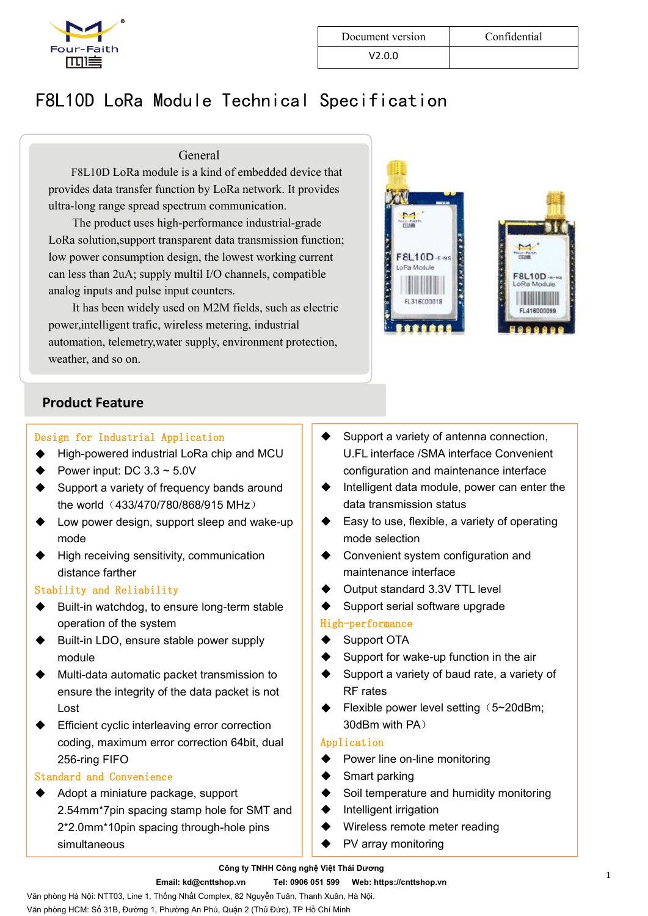| Document version | Confidential |
| --- | --- |
| V2.0.0 | |

# F8L10D LoRa Module Technical Specification

## General

F8L10D LoRa module is a kind of embedded device that provides data transfer function by LoRa network. It provides ultra-long range spread spectrum communication.

The product uses high-performance industrial-grade LoRa solution,support transparent data transmission function; low power consumption design, the lowest working current can less than 2uA; supply multil I/O channels, compatible analog inputs and pulse input counters.

It has been widely used on M2M fields, such as electric power,intelligent trafic, wireless metering, industrial automation, telemetry,water supply, environment protection, weather, and so on.

## Product Feature

### Design for Industrial Application

- High-powered industrial LoRa chip and MCU
- Power input: DC 3.3 ~ 5.0V
- Support a variety of frequency bands around the world（433/470/780/868/915 MHz）
- Low power design, support sleep and wake-up mode
- High receiving sensitivity, communication distance farther

### Stability and Reliability

- Built-in watchdog, to ensure long-term stable operation of the system
- Built-in LDO, ensure stable power supply module
- Multi-data automatic packet transmission to ensure the integrity of the data packet is not Lost
- Efficient cyclic interleaving error correction coding, maximum error correction 64bit, dual 256-ring FIFO

### Standard and Convenience

- Adopt a miniature package, support 2.54mm*7pin spacing stamp hole for SMT and 2*2.0mm*10pin spacing through-hole pins simultaneous
- Support a variety of antenna connection, U.FL interface /SMA interface Convenient configuration and maintenance interface
- Intelligent data module, power can enter the data transmission status
- Easy to use, flexible, a variety of operating mode selection
- Convenient system configuration and maintenance interface
- Output standard 3.3V TTL level
- Support serial software upgrade

### High-performance

- Support OTA
- Support for wake-up function in the air
- Support a variety of baud rate, a variety of RF rates
- Flexible power level setting（5~20dBm; 30dBm with PA）

### Application

- Power line on-line monitoring
- Smart parking
- Soil temperature and humidity monitoring
- Intelligent irrigation
- Wireless remote meter reading
- PV array monitoring

Công ty TNHH Công nghệ Việt Thái Dương

Email: kd@cnttshop.vn  Tel: 0906 051 599  Web: https://cnttshop.vn

Văn phòng Hà Nội: NTT03, Line 1, Thống Nhất Complex, 82 Nguyễn Tuân, Thanh Xuân, Hà Nội.

Văn phòng HCM: Số 31B, Đường 1, Phường An Phú, Quận 2 (Thủ Đức), TP Hồ Chí Minh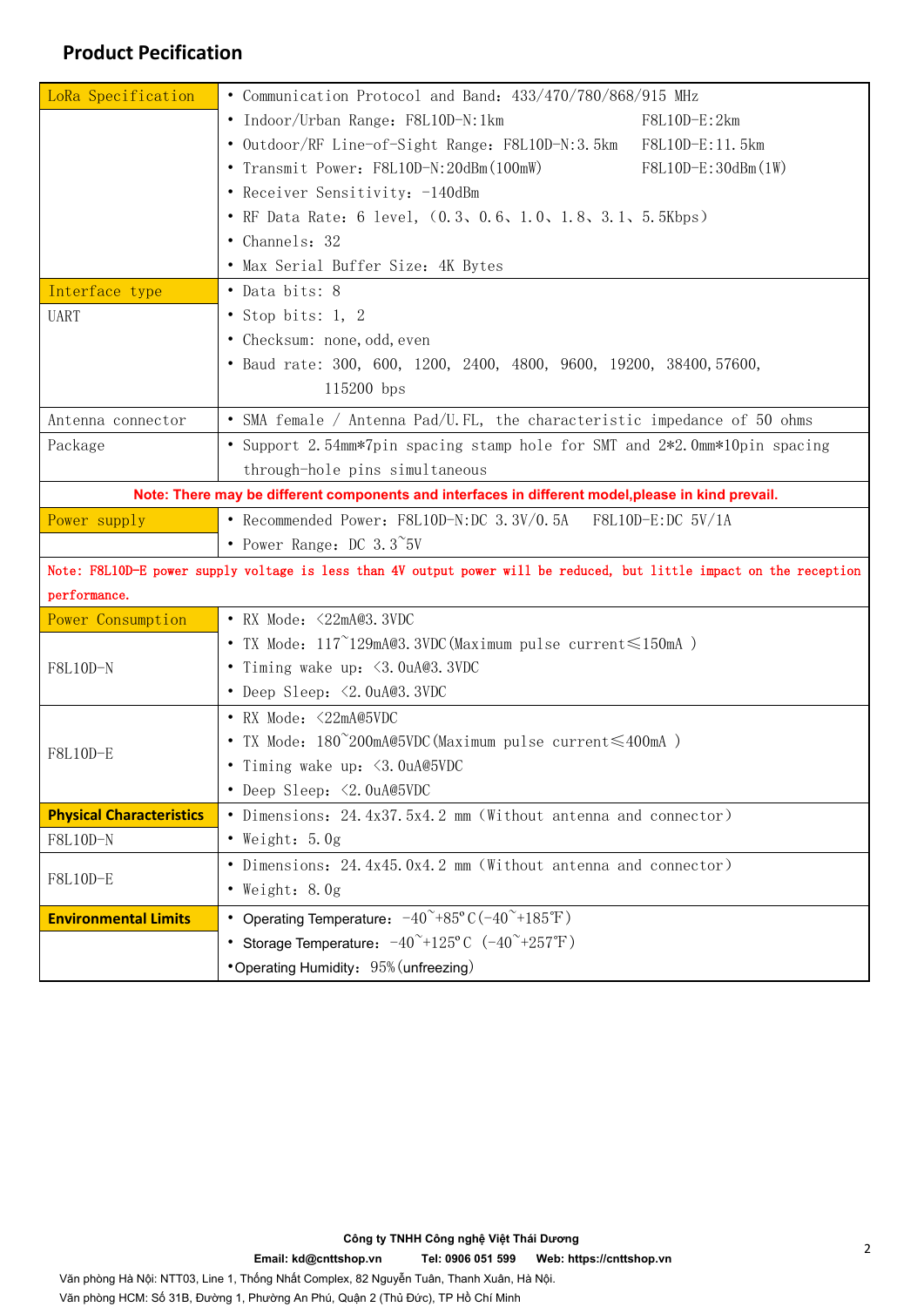## Product Pecification

| | |
|---|---|
| **LoRa Specification** | • Communication Protocol and Band: 433/470/780/868/915 MHz<br>• Indoor/Urban Range: F8L10D-N:1km F8L10D-E:2km<br>• Outdoor/RF Line-of-Sight Range: F8L10D-N:3.5km F8L10D-E:11.5km<br>• Transmit Power: F8L10D-N:20dBm(100mW) F8L10D-E:30dBm(1W)<br>• Receiver Sensitivity: -140dBm<br>• RF Data Rate: 6 level, (0.3、0.6、1.0、1.8、3.1、5.5Kbps)<br>• Channels: 32<br>• Max Serial Buffer Size: 4K Bytes |
| **Interface type**<br>UART | • Data bits: 8<br>• Stop bits: 1, 2<br>• Checksum: none, odd, even<br>• Baud rate: 300, 600, 1200, 2400, 4800, 9600, 19200, 38400, 57600, 115200 bps |
| Antenna connector | • SMA female / Antenna Pad/U.FL, the characteristic impedance of 50 ohms |
| Package | • Support 2.54mm*7pin spacing stamp hole for SMT and 2*2.0mm*10pin spacing through-hole pins simultaneous |
| **Note: There may be different components and interfaces in different model,please in kind prevail.** | |
| **Power supply** | • Recommended Power: F8L10D-N:DC 3.3V/0.5A F8L10D-E:DC 5V/1A<br>• Power Range: DC 3.3~5V |
| Note: F8L10D-E power supply voltage is less than 4V output power will be reduced, but little impact on the reception performance. | |
| **Power Consumption**<br>F8L10D-N | • RX Mode: <22mA@3.3VDC<br>• TX Mode: 117~129mA@3.3VDC(Maximum pulse current≤150mA )<br>• Timing wake up: <3.0uA@3.3VDC<br>• Deep Sleep: <2.0uA@3.3VDC |
| F8L10D-E | • RX Mode: <22mA@5VDC<br>• TX Mode: 180~200mA@5VDC(Maximum pulse current≤400mA )<br>• Timing wake up: <3.0uA@5VDC<br>• Deep Sleep: <2.0uA@5VDC |
| **Physical Characteristics**<br>F8L10D-N | • Dimensions: 24.4x37.5x4.2 mm (Without antenna and connector)<br>• Weight: 5.0g |
| F8L10D-E | • Dimensions: 24.4x45.0x4.2 mm (Without antenna and connector)<br>• Weight: 8.0g |
| **Environmental Limits** | • Operating Temperature: -40~+85°C(-40~+185℉)<br>• Storage Temperature: -40~+125°C (-40~+257℉)<br>• Operating Humidity: 95%(unfreezing) |

**Công ty TNHH Công nghệ Việt Thái Dương**

**Email: kd@cnttshop.vn Tel: 0906 051 599 Web: https://cnttshop.vn**

Văn phòng Hà Nội: NTT03, Line 1, Thống Nhất Complex, 82 Nguyễn Tuân, Thanh Xuân, Hà Nội.

Văn phòng HCM: Số 31B, Đường 1, Phường An Phú, Quận 2 (Thủ Đức), TP Hồ Chí Minh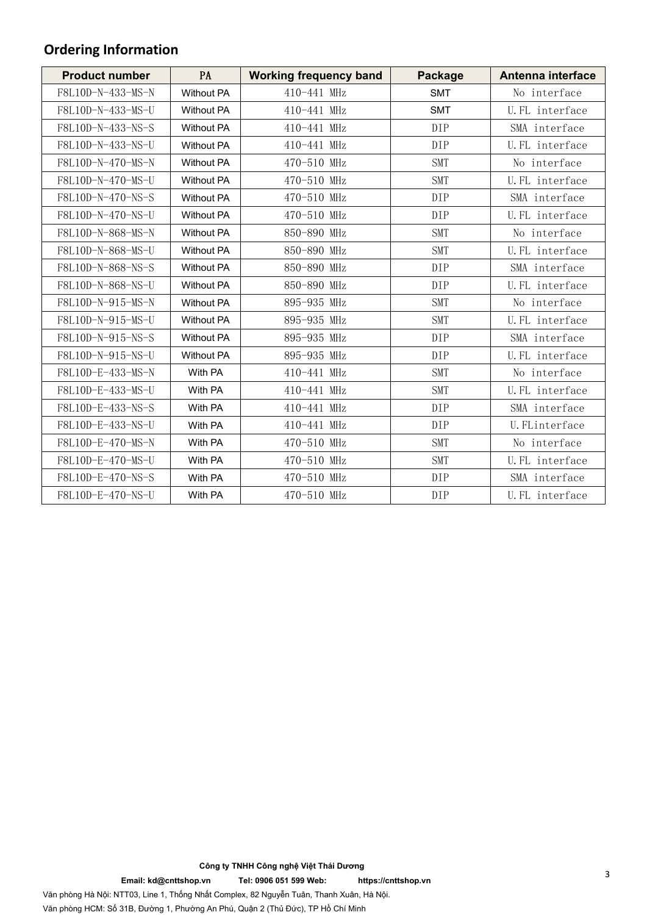## Ordering Information

| Product number | PA | Working frequency band | Package | Antenna interface |
|---|---|---|---|---|
| F8L10D-N-433-MS-N | Without PA | 410-441 MHz | SMT | No interface |
| F8L10D-N-433-MS-U | Without PA | 410-441 MHz | SMT | U.FL interface |
| F8L10D-N-433-NS-S | Without PA | 410-441 MHz | DIP | SMA interface |
| F8L10D-N-433-NS-U | Without PA | 410-441 MHz | DIP | U.FL interface |
| F8L10D-N-470-MS-N | Without PA | 470-510 MHz | SMT | No interface |
| F8L10D-N-470-MS-U | Without PA | 470-510 MHz | SMT | U.FL interface |
| F8L10D-N-470-NS-S | Without PA | 470-510 MHz | DIP | SMA interface |
| F8L10D-N-470-NS-U | Without PA | 470-510 MHz | DIP | U.FL interface |
| F8L10D-N-868-MS-N | Without PA | 850-890 MHz | SMT | No interface |
| F8L10D-N-868-MS-U | Without PA | 850-890 MHz | SMT | U.FL interface |
| F8L10D-N-868-NS-S | Without PA | 850-890 MHz | DIP | SMA interface |
| F8L10D-N-868-NS-U | Without PA | 850-890 MHz | DIP | U.FL interface |
| F8L10D-N-915-MS-N | Without PA | 895-935 MHz | SMT | No interface |
| F8L10D-N-915-MS-U | Without PA | 895-935 MHz | SMT | U.FL interface |
| F8L10D-N-915-NS-S | Without PA | 895-935 MHz | DIP | SMA interface |
| F8L10D-N-915-NS-U | Without PA | 895-935 MHz | DIP | U.FL interface |
| F8L10D-E-433-MS-N | With PA | 410-441 MHz | SMT | No interface |
| F8L10D-E-433-MS-U | With PA | 410-441 MHz | SMT | U.FL interface |
| F8L10D-E-433-NS-S | With PA | 410-441 MHz | DIP | SMA interface |
| F8L10D-E-433-NS-U | With PA | 410-441 MHz | DIP | U.FLinterface |
| F8L10D-E-470-MS-N | With PA | 470-510 MHz | SMT | No interface |
| F8L10D-E-470-MS-U | With PA | 470-510 MHz | SMT | U.FL interface |
| F8L10D-E-470-NS-S | With PA | 470-510 MHz | DIP | SMA interface |
| F8L10D-E-470-NS-U | With PA | 470-510 MHz | DIP | U.FL interface |